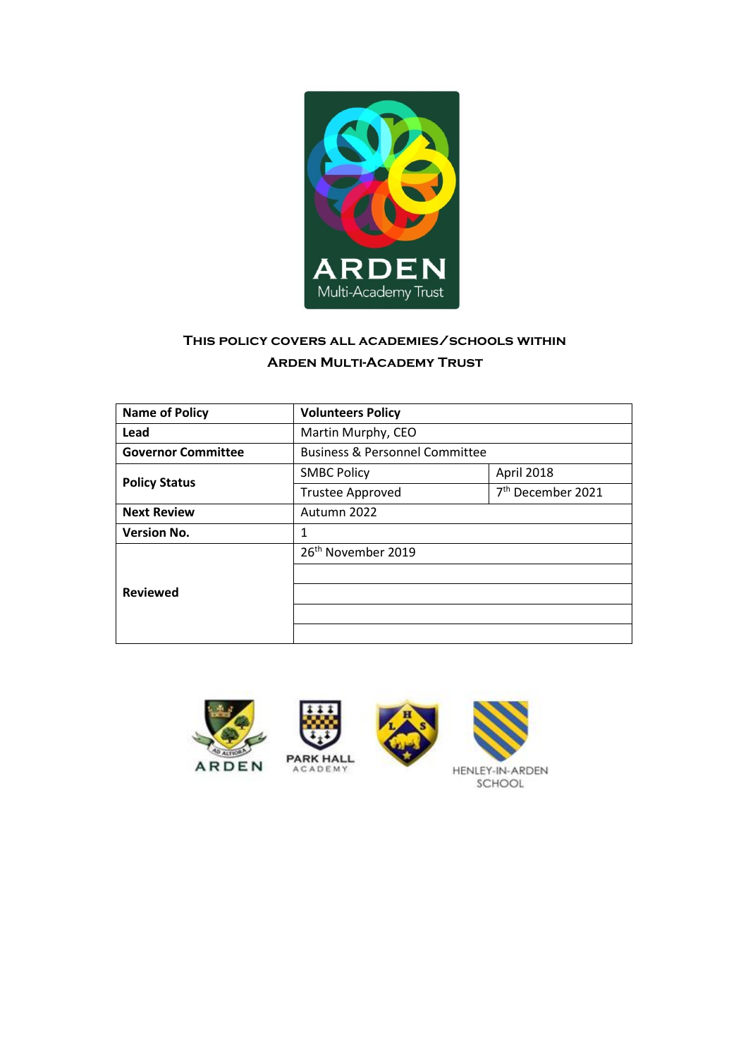# This policy covers all academies/schools within Arden Multi-Academy Trust

| Name of Policy | Volunteers Policy | |
|---|---|---|
| Lead | Martin Murphy, CEO | |
| Governor Committee | Business & Personnel Committee | |
| Policy Status | SMBC Policy | April 2018 |
| | Trustee Approved | 7th December 2021 |
| Next Review | Autumn 2022 | |
| Version No. | 1 | |
| Reviewed | 26th November 2019 | |
| | | |
| | | |
| | | |
| | | |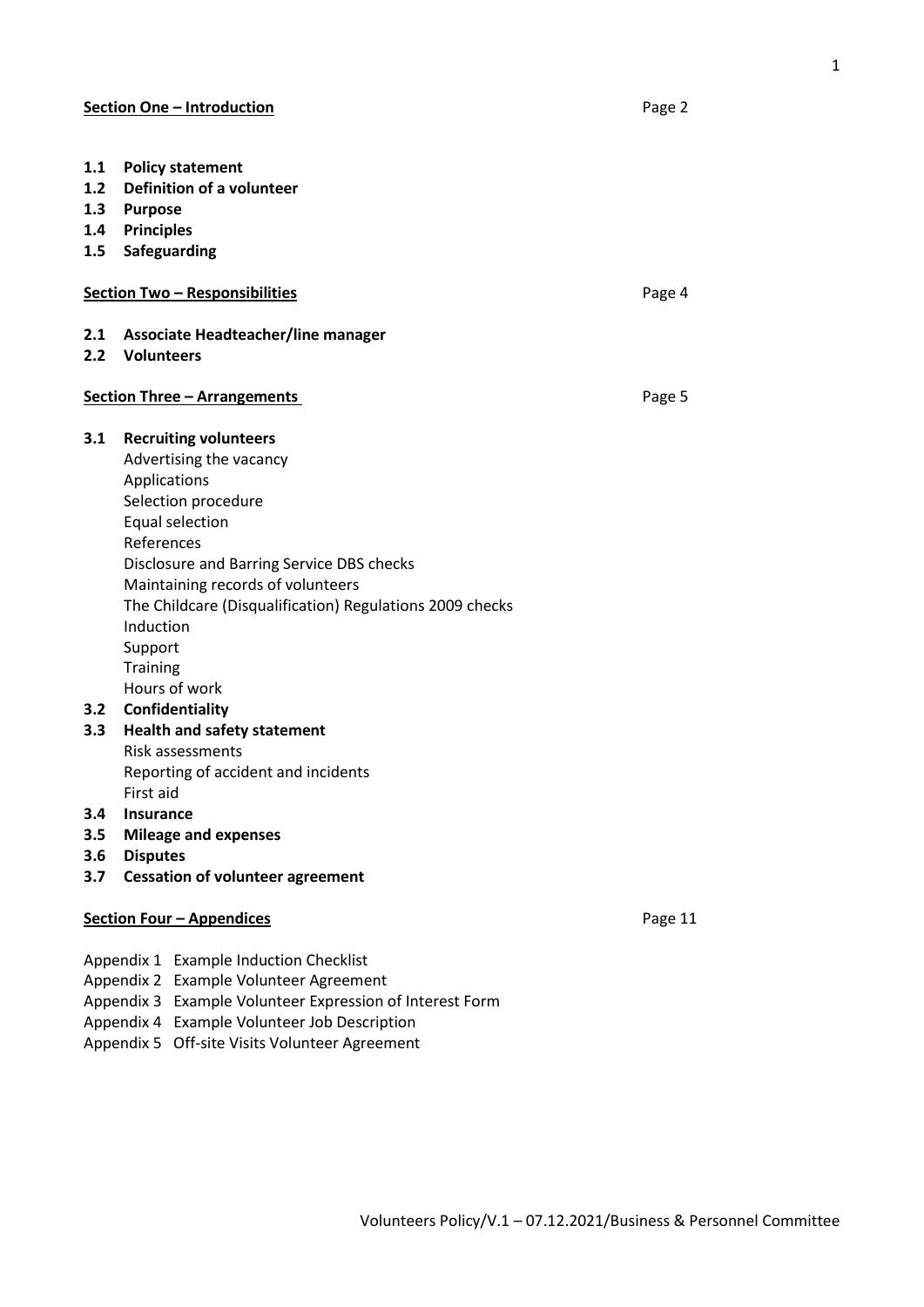**Section One – Introduction** Page 2

**1.1 Policy statement**
**1.2 Definition of a volunteer**
**1.3 Purpose**
**1.4 Principles**
**1.5 Safeguarding**

**Section Two – Responsibilities** Page 4

**2.1 Associate Headteacher/line manager**
**2.2 Volunteers**

**Section Three – Arrangements** Page 5

**3.1 Recruiting volunteers**
- Advertising the vacancy
- Applications
- Selection procedure
- Equal selection
- References
- Disclosure and Barring Service DBS checks
- Maintaining records of volunteers
- The Childcare (Disqualification) Regulations 2009 checks
- Induction
- Support
- Training
- Hours of work

**3.2 Confidentiality**
**3.3 Health and safety statement**
- Risk assessments
- Reporting of accident and incidents
- First aid

**3.4 Insurance**
**3.5 Mileage and expenses**
**3.6 Disputes**
**3.7 Cessation of volunteer agreement**

**Section Four – Appendices** Page 11

Appendix 1 Example Induction Checklist
Appendix 2 Example Volunteer Agreement
Appendix 3 Example Volunteer Expression of Interest Form
Appendix 4 Example Volunteer Job Description
Appendix 5 Off-site Visits Volunteer Agreement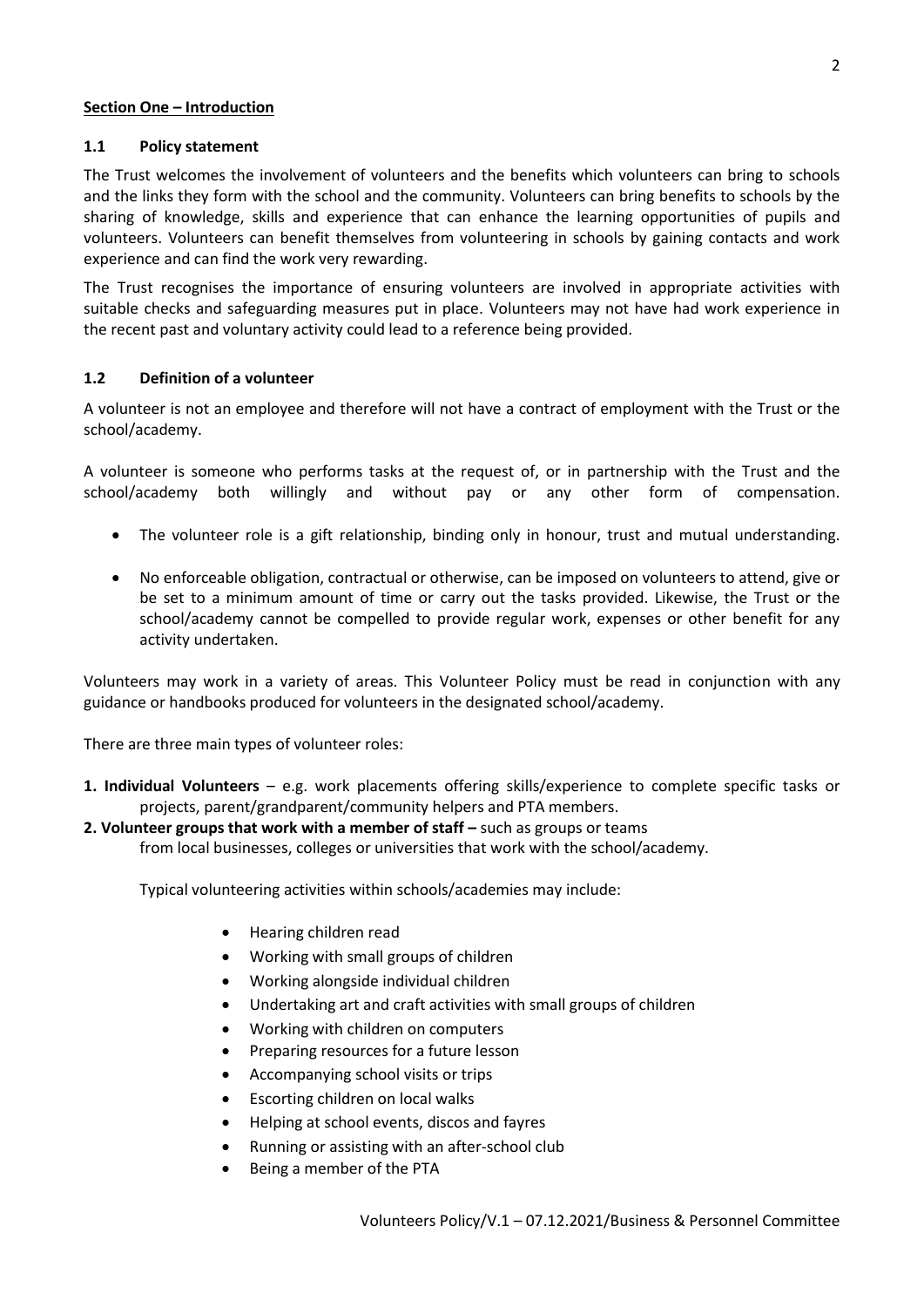## Section One – Introduction

### 1.1 Policy statement

The Trust welcomes the involvement of volunteers and the benefits which volunteers can bring to schools and the links they form with the school and the community. Volunteers can bring benefits to schools by the sharing of knowledge, skills and experience that can enhance the learning opportunities of pupils and volunteers. Volunteers can benefit themselves from volunteering in schools by gaining contacts and work experience and can find the work very rewarding.

The Trust recognises the importance of ensuring volunteers are involved in appropriate activities with suitable checks and safeguarding measures put in place. Volunteers may not have had work experience in the recent past and voluntary activity could lead to a reference being provided.

### 1.2 Definition of a volunteer

A volunteer is not an employee and therefore will not have a contract of employment with the Trust or the school/academy.

A volunteer is someone who performs tasks at the request of, or in partnership with the Trust and the school/academy both willingly and without pay or any other form of compensation.

- The volunteer role is a gift relationship, binding only in honour, trust and mutual understanding.
- No enforceable obligation, contractual or otherwise, can be imposed on volunteers to attend, give or be set to a minimum amount of time or carry out the tasks provided. Likewise, the Trust or the school/academy cannot be compelled to provide regular work, expenses or other benefit for any activity undertaken.

Volunteers may work in a variety of areas. This Volunteer Policy must be read in conjunction with any guidance or handbooks produced for volunteers in the designated school/academy.

There are three main types of volunteer roles:

**1. Individual Volunteers** – e.g. work placements offering skills/experience to complete specific tasks or projects, parent/grandparent/community helpers and PTA members.

**2. Volunteer groups that work with a member of staff –** such as groups or teams from local businesses, colleges or universities that work with the school/academy.

Typical volunteering activities within schools/academies may include:

- Hearing children read
- Working with small groups of children
- Working alongside individual children
- Undertaking art and craft activities with small groups of children
- Working with children on computers
- Preparing resources for a future lesson
- Accompanying school visits or trips
- Escorting children on local walks
- Helping at school events, discos and fayres
- Running or assisting with an after-school club
- Being a member of the PTA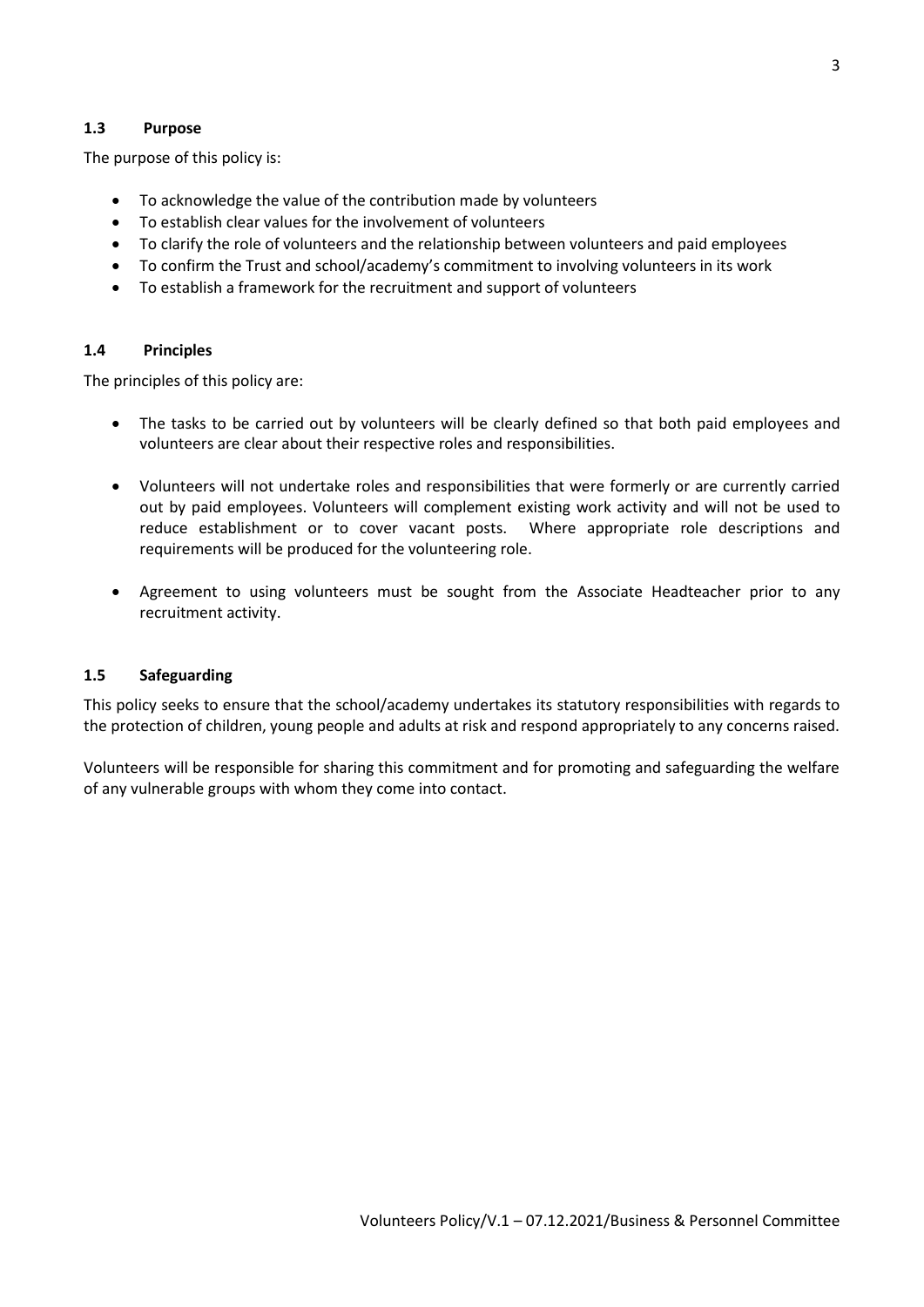### 1.3 Purpose

The purpose of this policy is:

- To acknowledge the value of the contribution made by volunteers
- To establish clear values for the involvement of volunteers
- To clarify the role of volunteers and the relationship between volunteers and paid employees
- To confirm the Trust and school/academy's commitment to involving volunteers in its work
- To establish a framework for the recruitment and support of volunteers

### 1.4 Principles

The principles of this policy are:

- The tasks to be carried out by volunteers will be clearly defined so that both paid employees and volunteers are clear about their respective roles and responsibilities.

- Volunteers will not undertake roles and responsibilities that were formerly or are currently carried out by paid employees. Volunteers will complement existing work activity and will not be used to reduce establishment or to cover vacant posts. Where appropriate role descriptions and requirements will be produced for the volunteering role.

- Agreement to using volunteers must be sought from the Associate Headteacher prior to any recruitment activity.

### 1.5 Safeguarding

This policy seeks to ensure that the school/academy undertakes its statutory responsibilities with regards to the protection of children, young people and adults at risk and respond appropriately to any concerns raised.

Volunteers will be responsible for sharing this commitment and for promoting and safeguarding the welfare of any vulnerable groups with whom they come into contact.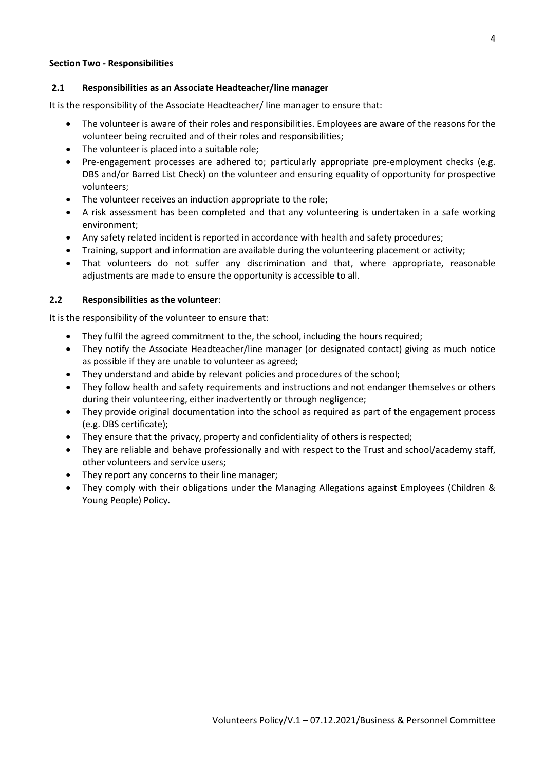## Section Two - Responsibilities

### 2.1 Responsibilities as an Associate Headteacher/line manager

It is the responsibility of the Associate Headteacher/ line manager to ensure that:

- The volunteer is aware of their roles and responsibilities. Employees are aware of the reasons for the volunteer being recruited and of their roles and responsibilities;
- The volunteer is placed into a suitable role;
- Pre-engagement processes are adhered to; particularly appropriate pre-employment checks (e.g. DBS and/or Barred List Check) on the volunteer and ensuring equality of opportunity for prospective volunteers;
- The volunteer receives an induction appropriate to the role;
- A risk assessment has been completed and that any volunteering is undertaken in a safe working environment;
- Any safety related incident is reported in accordance with health and safety procedures;
- Training, support and information are available during the volunteering placement or activity;
- That volunteers do not suffer any discrimination and that, where appropriate, reasonable adjustments are made to ensure the opportunity is accessible to all.

### 2.2 Responsibilities as the volunteer:

It is the responsibility of the volunteer to ensure that:

- They fulfil the agreed commitment to the, the school, including the hours required;
- They notify the Associate Headteacher/line manager (or designated contact) giving as much notice as possible if they are unable to volunteer as agreed;
- They understand and abide by relevant policies and procedures of the school;
- They follow health and safety requirements and instructions and not endanger themselves or others during their volunteering, either inadvertently or through negligence;
- They provide original documentation into the school as required as part of the engagement process (e.g. DBS certificate);
- They ensure that the privacy, property and confidentiality of others is respected;
- They are reliable and behave professionally and with respect to the Trust and school/academy staff, other volunteers and service users;
- They report any concerns to their line manager;
- They comply with their obligations under the Managing Allegations against Employees (Children & Young People) Policy.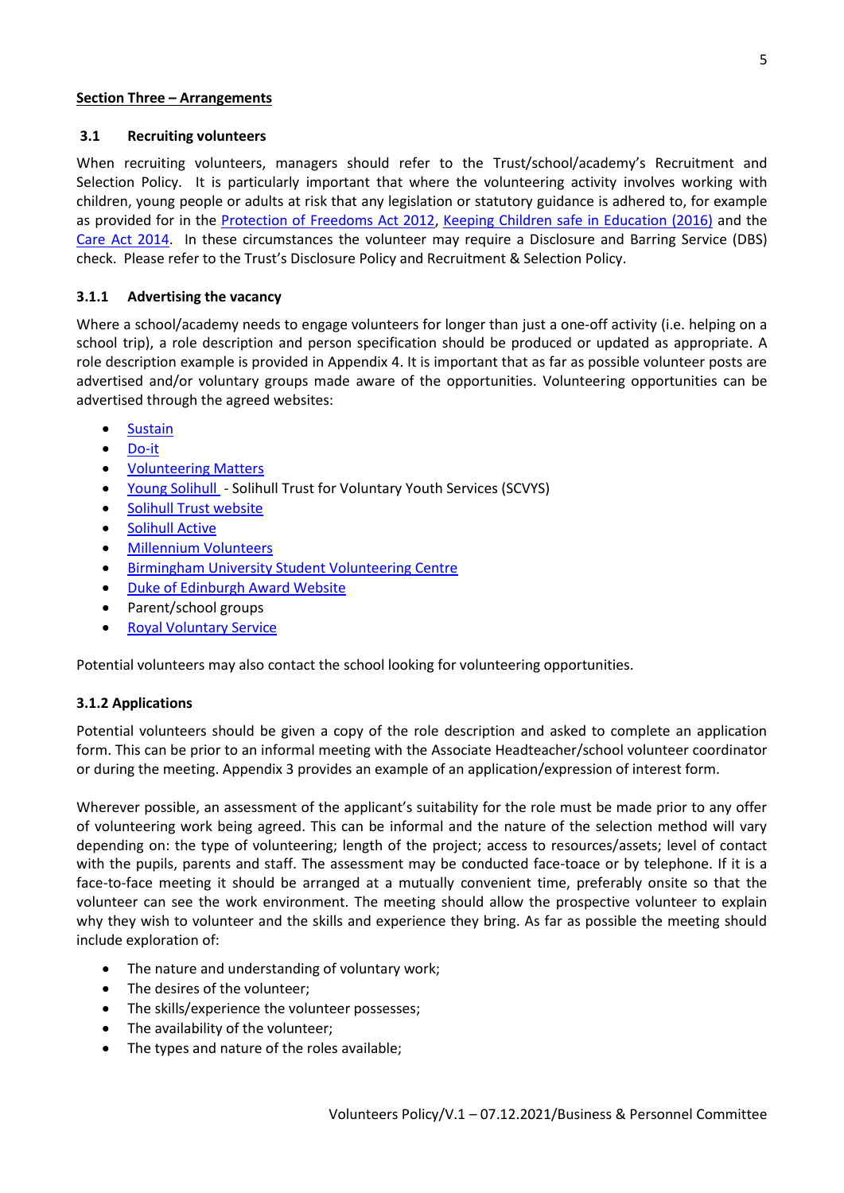**Section Three – Arrangements**

## 3.1 Recruiting volunteers

When recruiting volunteers, managers should refer to the Trust/school/academy's Recruitment and Selection Policy. It is particularly important that where the volunteering activity involves working with children, young people or adults at risk that any legislation or statutory guidance is adhered to, for example as provided for in the Protection of Freedoms Act 2012, Keeping Children safe in Education (2016) and the Care Act 2014. In these circumstances the volunteer may require a Disclosure and Barring Service (DBS) check. Please refer to the Trust's Disclosure Policy and Recruitment & Selection Policy.

### 3.1.1 Advertising the vacancy

Where a school/academy needs to engage volunteers for longer than just a one-off activity (i.e. helping on a school trip), a role description and person specification should be produced or updated as appropriate. A role description example is provided in Appendix 4. It is important that as far as possible volunteer posts are advertised and/or voluntary groups made aware of the opportunities. Volunteering opportunities can be advertised through the agreed websites:

- Sustain
- Do-it
- Volunteering Matters
- Young Solihull - Solihull Trust for Voluntary Youth Services (SCVYS)
- Solihull Trust website
- Solihull Active
- Millennium Volunteers
- Birmingham University Student Volunteering Centre
- Duke of Edinburgh Award Website
- Parent/school groups
- Royal Voluntary Service

Potential volunteers may also contact the school looking for volunteering opportunities.

### 3.1.2 Applications

Potential volunteers should be given a copy of the role description and asked to complete an application form. This can be prior to an informal meeting with the Associate Headteacher/school volunteer coordinator or during the meeting. Appendix 3 provides an example of an application/expression of interest form.

Wherever possible, an assessment of the applicant's suitability for the role must be made prior to any offer of volunteering work being agreed. This can be informal and the nature of the selection method will vary depending on: the type of volunteering; length of the project; access to resources/assets; level of contact with the pupils, parents and staff. The assessment may be conducted face-toace or by telephone. If it is a face-to-face meeting it should be arranged at a mutually convenient time, preferably onsite so that the volunteer can see the work environment. The meeting should allow the prospective volunteer to explain why they wish to volunteer and the skills and experience they bring. As far as possible the meeting should include exploration of:

- The nature and understanding of voluntary work;
- The desires of the volunteer;
- The skills/experience the volunteer possesses;
- The availability of the volunteer;
- The types and nature of the roles available;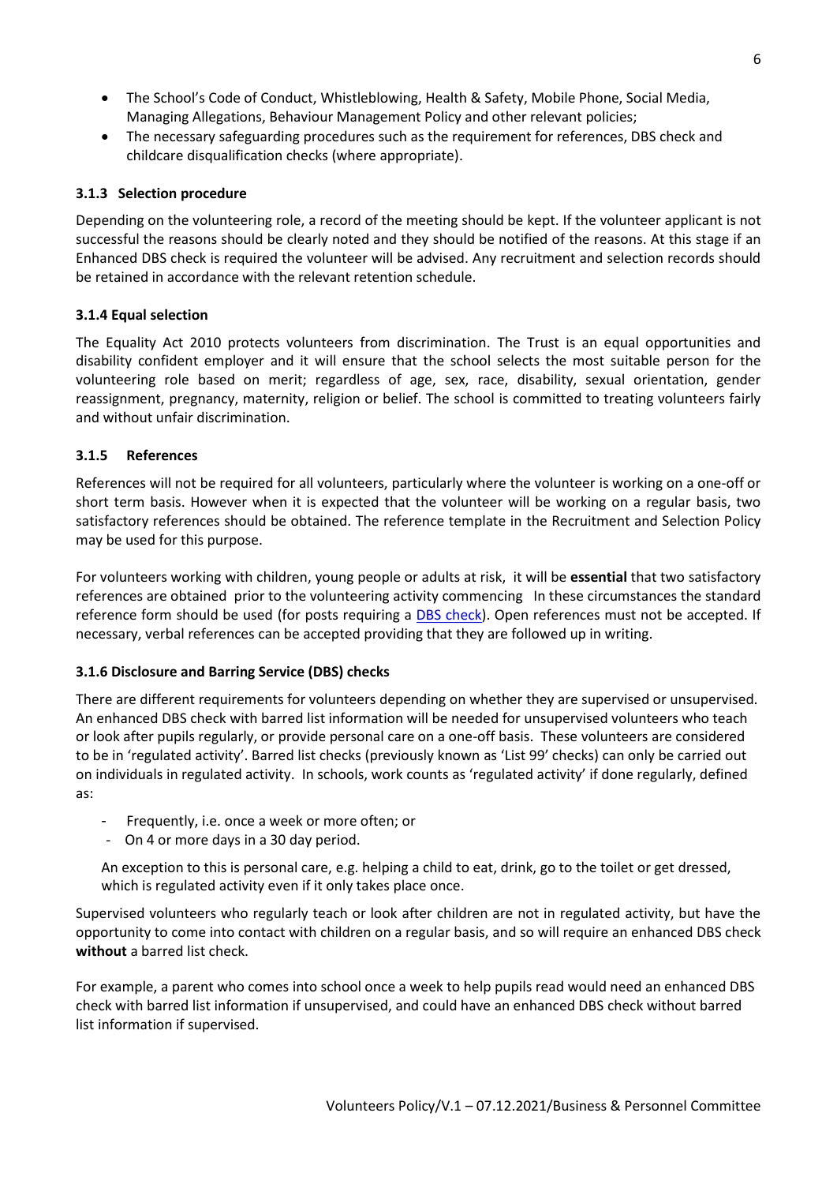- The School's Code of Conduct, Whistleblowing, Health & Safety, Mobile Phone, Social Media, Managing Allegations, Behaviour Management Policy and other relevant policies;
- The necessary safeguarding procedures such as the requirement for references, DBS check and childcare disqualification checks (where appropriate).

### 3.1.3 Selection procedure

Depending on the volunteering role, a record of the meeting should be kept. If the volunteer applicant is not successful the reasons should be clearly noted and they should be notified of the reasons. At this stage if an Enhanced DBS check is required the volunteer will be advised. Any recruitment and selection records should be retained in accordance with the relevant retention schedule.

### 3.1.4 Equal selection

The Equality Act 2010 protects volunteers from discrimination. The Trust is an equal opportunities and disability confident employer and it will ensure that the school selects the most suitable person for the volunteering role based on merit; regardless of age, sex, race, disability, sexual orientation, gender reassignment, pregnancy, maternity, religion or belief. The school is committed to treating volunteers fairly and without unfair discrimination.

### 3.1.5 References

References will not be required for all volunteers, particularly where the volunteer is working on a one-off or short term basis. However when it is expected that the volunteer will be working on a regular basis, two satisfactory references should be obtained. The reference template in the Recruitment and Selection Policy may be used for this purpose.

For volunteers working with children, young people or adults at risk, it will be **essential** that two satisfactory references are obtained prior to the volunteering activity commencing In these circumstances the standard reference form should be used (for posts requiring a DBS check). Open references must not be accepted. If necessary, verbal references can be accepted providing that they are followed up in writing.

### 3.1.6 Disclosure and Barring Service (DBS) checks

There are different requirements for volunteers depending on whether they are supervised or unsupervised. An enhanced DBS check with barred list information will be needed for unsupervised volunteers who teach or look after pupils regularly, or provide personal care on a one-off basis. These volunteers are considered to be in 'regulated activity'. Barred list checks (previously known as 'List 99' checks) can only be carried out on individuals in regulated activity. In schools, work counts as 'regulated activity' if done regularly, defined as:

- Frequently, i.e. once a week or more often; or
- On 4 or more days in a 30 day period.

An exception to this is personal care, e.g. helping a child to eat, drink, go to the toilet or get dressed, which is regulated activity even if it only takes place once.

Supervised volunteers who regularly teach or look after children are not in regulated activity, but have the opportunity to come into contact with children on a regular basis, and so will require an enhanced DBS check **without** a barred list check.

For example, a parent who comes into school once a week to help pupils read would need an enhanced DBS check with barred list information if unsupervised, and could have an enhanced DBS check without barred list information if supervised.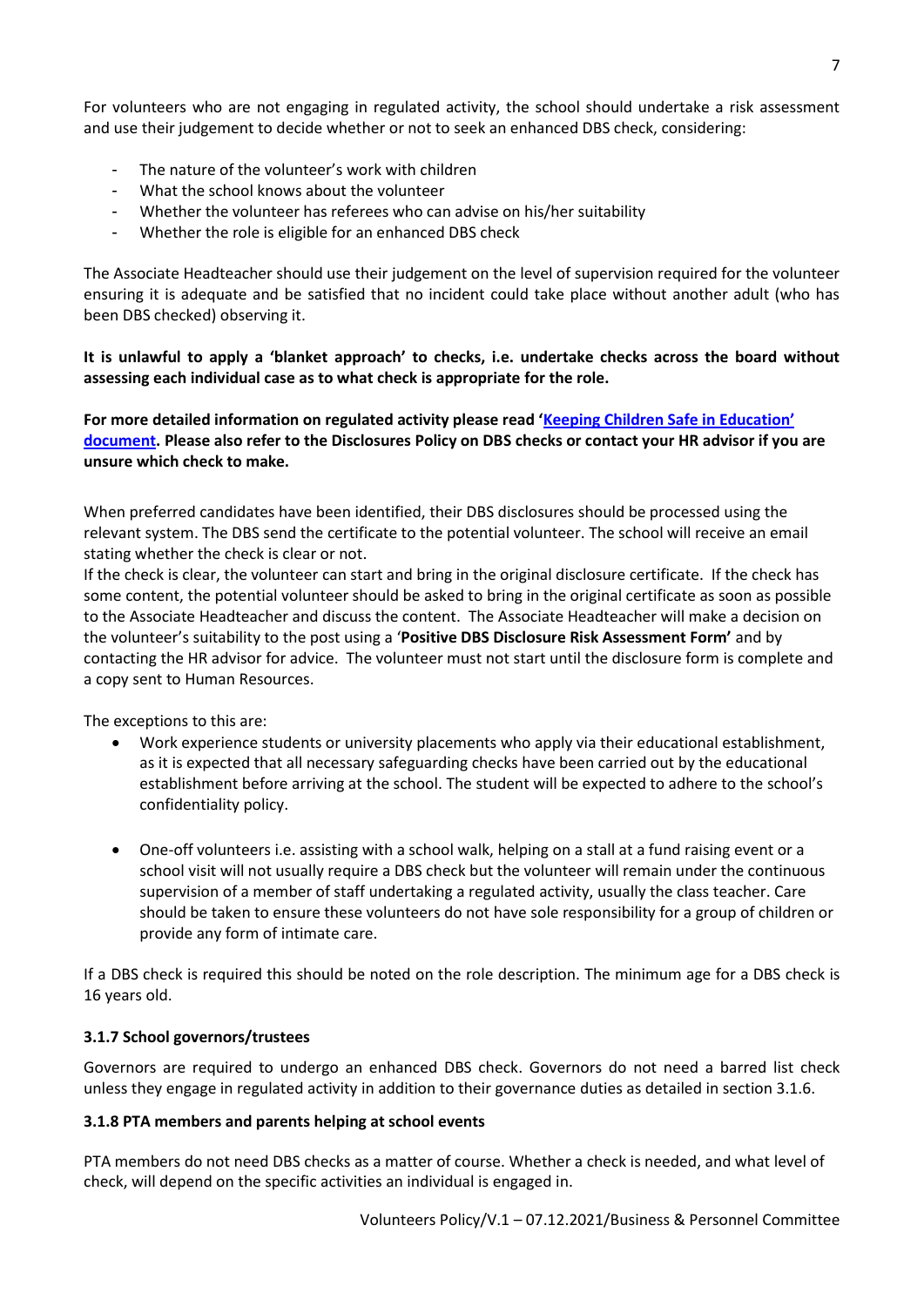For volunteers who are not engaging in regulated activity, the school should undertake a risk assessment and use their judgement to decide whether or not to seek an enhanced DBS check, considering:

- The nature of the volunteer's work with children
- What the school knows about the volunteer
- Whether the volunteer has referees who can advise on his/her suitability
- Whether the role is eligible for an enhanced DBS check

The Associate Headteacher should use their judgement on the level of supervision required for the volunteer ensuring it is adequate and be satisfied that no incident could take place without another adult (who has been DBS checked) observing it.

**It is unlawful to apply a 'blanket approach' to checks, i.e. undertake checks across the board without assessing each individual case as to what check is appropriate for the role.**

**For more detailed information on regulated activity please read 'Keeping Children Safe in Education' document. Please also refer to the Disclosures Policy on DBS checks or contact your HR advisor if you are unsure which check to make.**

When preferred candidates have been identified, their DBS disclosures should be processed using the relevant system. The DBS send the certificate to the potential volunteer. The school will receive an email stating whether the check is clear or not.

If the check is clear, the volunteer can start and bring in the original disclosure certificate. If the check has some content, the potential volunteer should be asked to bring in the original certificate as soon as possible to the Associate Headteacher and discuss the content. The Associate Headteacher will make a decision on the volunteer's suitability to the post using a '**Positive DBS Disclosure Risk Assessment Form'** and by contacting the HR advisor for advice. The volunteer must not start until the disclosure form is complete and a copy sent to Human Resources.

The exceptions to this are:

- Work experience students or university placements who apply via their educational establishment, as it is expected that all necessary safeguarding checks have been carried out by the educational establishment before arriving at the school. The student will be expected to adhere to the school's confidentiality policy.

- One-off volunteers i.e. assisting with a school walk, helping on a stall at a fund raising event or a school visit will not usually require a DBS check but the volunteer will remain under the continuous supervision of a member of staff undertaking a regulated activity, usually the class teacher. Care should be taken to ensure these volunteers do not have sole responsibility for a group of children or provide any form of intimate care.

If a DBS check is required this should be noted on the role description. The minimum age for a DBS check is 16 years old.

### 3.1.7 School governors/trustees

Governors are required to undergo an enhanced DBS check. Governors do not need a barred list check unless they engage in regulated activity in addition to their governance duties as detailed in section 3.1.6.

### 3.1.8 PTA members and parents helping at school events

PTA members do not need DBS checks as a matter of course. Whether a check is needed, and what level of check, will depend on the specific activities an individual is engaged in.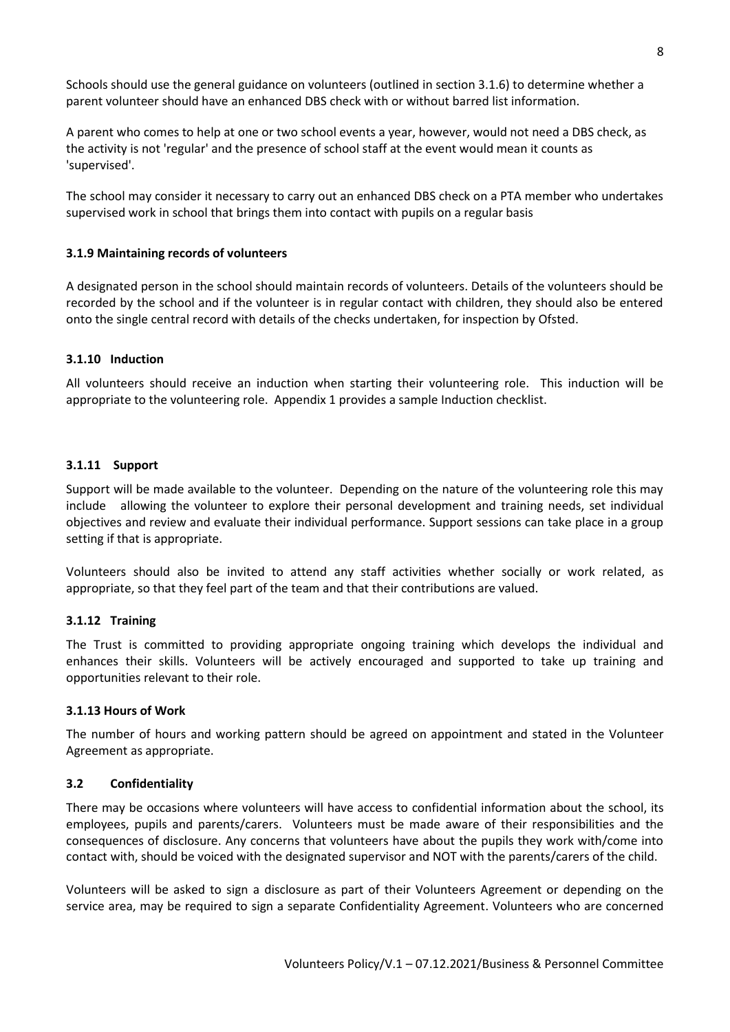Schools should use the general guidance on volunteers (outlined in section 3.1.6) to determine whether a parent volunteer should have an enhanced DBS check with or without barred list information.

A parent who comes to help at one or two school events a year, however, would not need a DBS check, as the activity is not 'regular' and the presence of school staff at the event would mean it counts as 'supervised'.

The school may consider it necessary to carry out an enhanced DBS check on a PTA member who undertakes supervised work in school that brings them into contact with pupils on a regular basis

### 3.1.9 Maintaining records of volunteers

A designated person in the school should maintain records of volunteers. Details of the volunteers should be recorded by the school and if the volunteer is in regular contact with children, they should also be entered onto the single central record with details of the checks undertaken, for inspection by Ofsted.

### 3.1.10 Induction

All volunteers should receive an induction when starting their volunteering role. This induction will be appropriate to the volunteering role. Appendix 1 provides a sample Induction checklist.

### 3.1.11 Support

Support will be made available to the volunteer. Depending on the nature of the volunteering role this may include allowing the volunteer to explore their personal development and training needs, set individual objectives and review and evaluate their individual performance. Support sessions can take place in a group setting if that is appropriate.

Volunteers should also be invited to attend any staff activities whether socially or work related, as appropriate, so that they feel part of the team and that their contributions are valued.

### 3.1.12 Training

The Trust is committed to providing appropriate ongoing training which develops the individual and enhances their skills. Volunteers will be actively encouraged and supported to take up training and opportunities relevant to their role.

### 3.1.13 Hours of Work

The number of hours and working pattern should be agreed on appointment and stated in the Volunteer Agreement as appropriate.

### 3.2 Confidentiality

There may be occasions where volunteers will have access to confidential information about the school, its employees, pupils and parents/carers. Volunteers must be made aware of their responsibilities and the consequences of disclosure. Any concerns that volunteers have about the pupils they work with/come into contact with, should be voiced with the designated supervisor and NOT with the parents/carers of the child.

Volunteers will be asked to sign a disclosure as part of their Volunteers Agreement or depending on the service area, may be required to sign a separate Confidentiality Agreement. Volunteers who are concerned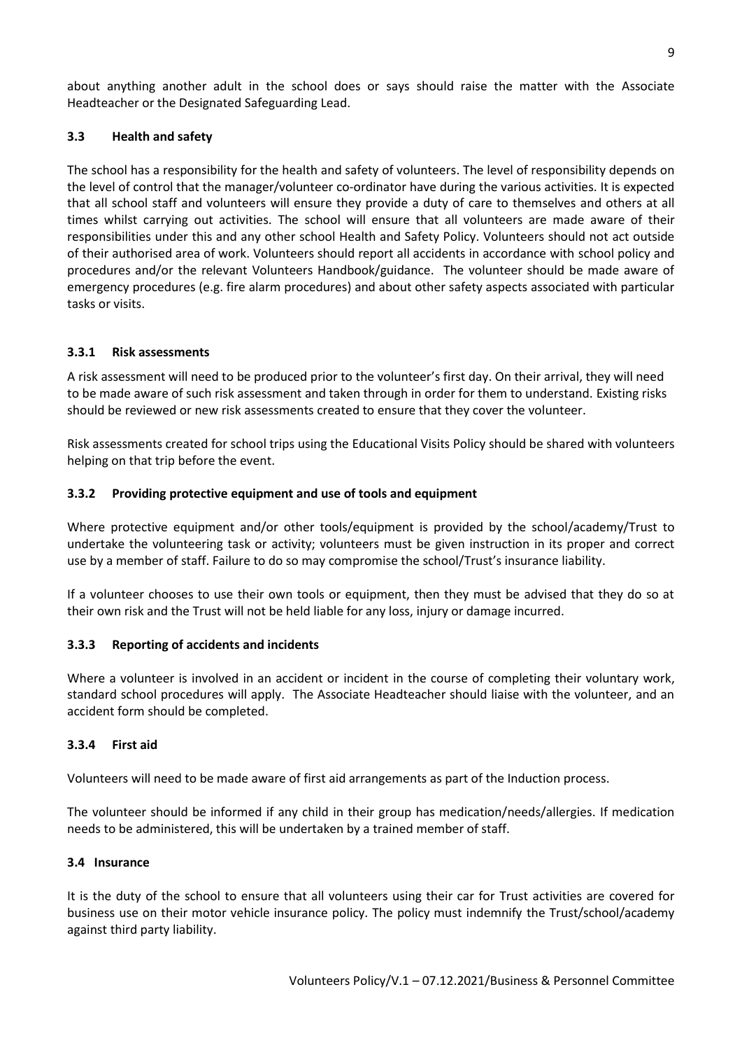about anything another adult in the school does or says should raise the matter with the Associate Headteacher or the Designated Safeguarding Lead.

### 3.3 Health and safety

The school has a responsibility for the health and safety of volunteers. The level of responsibility depends on the level of control that the manager/volunteer co-ordinator have during the various activities. It is expected that all school staff and volunteers will ensure they provide a duty of care to themselves and others at all times whilst carrying out activities. The school will ensure that all volunteers are made aware of their responsibilities under this and any other school Health and Safety Policy. Volunteers should not act outside of their authorised area of work. Volunteers should report all accidents in accordance with school policy and procedures and/or the relevant Volunteers Handbook/guidance. The volunteer should be made aware of emergency procedures (e.g. fire alarm procedures) and about other safety aspects associated with particular tasks or visits.

#### 3.3.1 Risk assessments

A risk assessment will need to be produced prior to the volunteer's first day. On their arrival, they will need to be made aware of such risk assessment and taken through in order for them to understand. Existing risks should be reviewed or new risk assessments created to ensure that they cover the volunteer.

Risk assessments created for school trips using the Educational Visits Policy should be shared with volunteers helping on that trip before the event.

#### 3.3.2 Providing protective equipment and use of tools and equipment

Where protective equipment and/or other tools/equipment is provided by the school/academy/Trust to undertake the volunteering task or activity; volunteers must be given instruction in its proper and correct use by a member of staff. Failure to do so may compromise the school/Trust's insurance liability.

If a volunteer chooses to use their own tools or equipment, then they must be advised that they do so at their own risk and the Trust will not be held liable for any loss, injury or damage incurred.

#### 3.3.3 Reporting of accidents and incidents

Where a volunteer is involved in an accident or incident in the course of completing their voluntary work, standard school procedures will apply. The Associate Headteacher should liaise with the volunteer, and an accident form should be completed.

#### 3.3.4 First aid

Volunteers will need to be made aware of first aid arrangements as part of the Induction process.

The volunteer should be informed if any child in their group has medication/needs/allergies. If medication needs to be administered, this will be undertaken by a trained member of staff.

### 3.4 Insurance

It is the duty of the school to ensure that all volunteers using their car for Trust activities are covered for business use on their motor vehicle insurance policy. The policy must indemnify the Trust/school/academy against third party liability.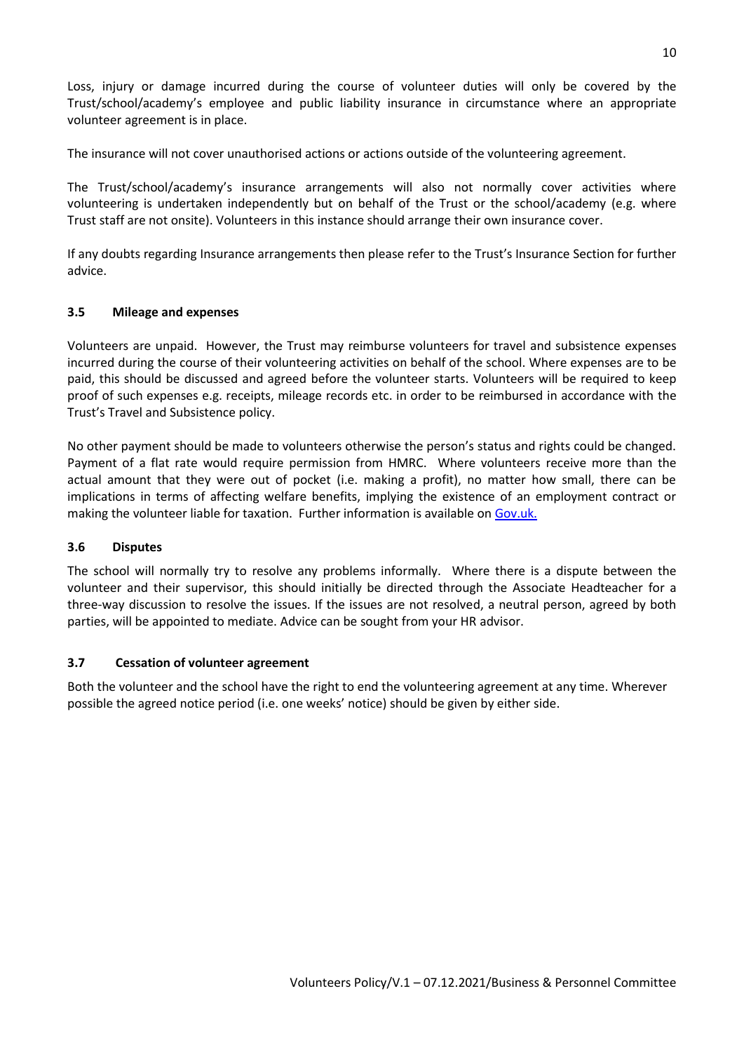Loss, injury or damage incurred during the course of volunteer duties will only be covered by the Trust/school/academy's employee and public liability insurance in circumstance where an appropriate volunteer agreement is in place.

The insurance will not cover unauthorised actions or actions outside of the volunteering agreement.

The Trust/school/academy's insurance arrangements will also not normally cover activities where volunteering is undertaken independently but on behalf of the Trust or the school/academy (e.g. where Trust staff are not onsite). Volunteers in this instance should arrange their own insurance cover.

If any doubts regarding Insurance arrangements then please refer to the Trust's Insurance Section for further advice.

### 3.5 Mileage and expenses

Volunteers are unpaid. However, the Trust may reimburse volunteers for travel and subsistence expenses incurred during the course of their volunteering activities on behalf of the school. Where expenses are to be paid, this should be discussed and agreed before the volunteer starts. Volunteers will be required to keep proof of such expenses e.g. receipts, mileage records etc. in order to be reimbursed in accordance with the Trust's Travel and Subsistence policy.

No other payment should be made to volunteers otherwise the person's status and rights could be changed. Payment of a flat rate would require permission from HMRC. Where volunteers receive more than the actual amount that they were out of pocket (i.e. making a profit), no matter how small, there can be implications in terms of affecting welfare benefits, implying the existence of an employment contract or making the volunteer liable for taxation. Further information is available on Gov.uk.

### 3.6 Disputes

The school will normally try to resolve any problems informally. Where there is a dispute between the volunteer and their supervisor, this should initially be directed through the Associate Headteacher for a three-way discussion to resolve the issues. If the issues are not resolved, a neutral person, agreed by both parties, will be appointed to mediate. Advice can be sought from your HR advisor.

### 3.7 Cessation of volunteer agreement

Both the volunteer and the school have the right to end the volunteering agreement at any time. Wherever possible the agreed notice period (i.e. one weeks' notice) should be given by either side.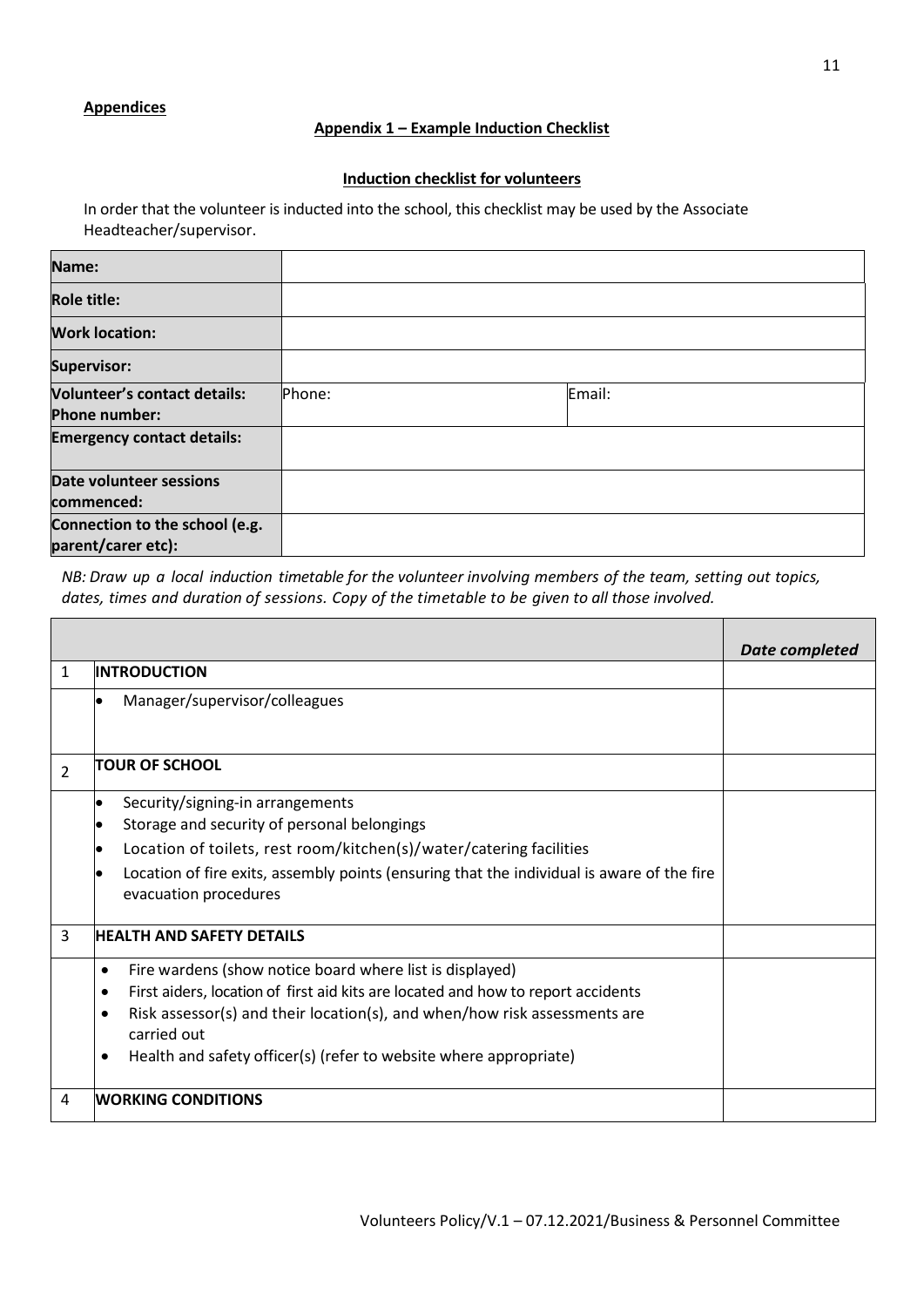**Appendices**

**Appendix 1 – Example Induction Checklist**

**Induction checklist for volunteers**

In order that the volunteer is inducted into the school, this checklist may be used by the Associate Headteacher/supervisor.

| **Name:** | | |
|---|---|---|
| **Role title:** | | |
| **Work location:** | | |
| **Supervisor:** | | |
| **Volunteer's contact details: Phone number:** | Phone: | Email: |
| **Emergency contact details:** | | |
| **Date volunteer sessions commenced:** | | |
| **Connection to the school (e.g. parent/carer etc):** | | |

*NB: Draw up a local induction timetable for the volunteer involving members of the team, setting out topics, dates, times and duration of sessions. Copy of the timetable to be given to all those involved.*

| | | *Date completed* |
|---|---|---|
| 1 | **INTRODUCTION** | |
| | • Manager/supervisor/colleagues | |
| 2 | **TOUR OF SCHOOL** | |
| | • Security/signing-in arrangements<br>• Storage and security of personal belongings<br>• Location of toilets, rest room/kitchen(s)/water/catering facilities<br>• Location of fire exits, assembly points (ensuring that the individual is aware of the fire evacuation procedures | |
| 3 | **HEALTH AND SAFETY DETAILS** | |
| | • Fire wardens (show notice board where list is displayed)<br>• First aiders, location of first aid kits are located and how to report accidents<br>• Risk assessor(s) and their location(s), and when/how risk assessments are carried out<br>• Health and safety officer(s) (refer to website where appropriate) | |
| 4 | **WORKING CONDITIONS** | |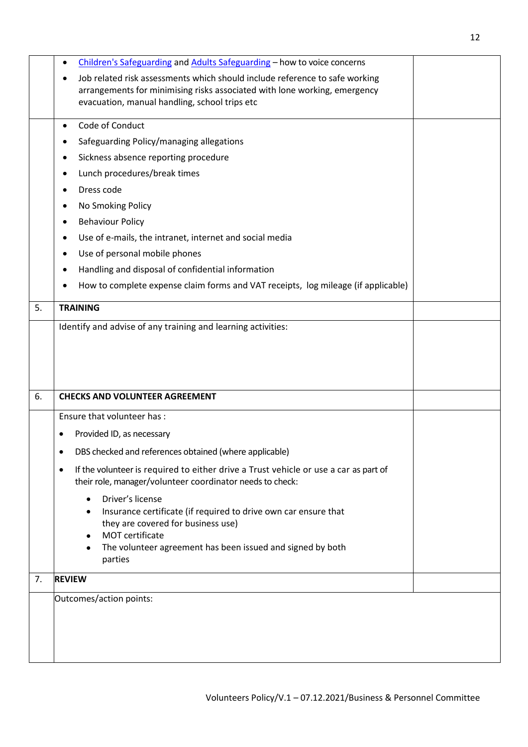| | | |
|---|---|---|
| | • Children's Safeguarding and Adults Safeguarding – how to voice concerns<br>• Job related risk assessments which should include reference to safe working arrangements for minimising risks associated with lone working, emergency evacuation, manual handling, school trips etc | |
| | • Code of Conduct<br>• Safeguarding Policy/managing allegations<br>• Sickness absence reporting procedure<br>• Lunch procedures/break times<br>• Dress code<br>• No Smoking Policy<br>• Behaviour Policy<br>• Use of e-mails, the intranet, internet and social media<br>• Use of personal mobile phones<br>• Handling and disposal of confidential information<br>• How to complete expense claim forms and VAT receipts, log mileage (if applicable) | |
| 5. | **TRAINING** | |
| | Identify and advise of any training and learning activities: | |
| 6. | **CHECKS AND VOLUNTEER AGREEMENT** | |
| | Ensure that volunteer has :<br>• Provided ID, as necessary<br>• DBS checked and references obtained (where applicable)<br>• If the volunteer is required to either drive a Trust vehicle or use a car as part of their role, manager/volunteer coordinator needs to check:<br>&nbsp;&nbsp;&nbsp;&nbsp;• Driver's license<br>&nbsp;&nbsp;&nbsp;&nbsp;• Insurance certificate (if required to drive own car ensure that they are covered for business use)<br>&nbsp;&nbsp;&nbsp;&nbsp;• MOT certificate<br>&nbsp;&nbsp;&nbsp;&nbsp;• The volunteer agreement has been issued and signed by both parties | |
| 7. | **REVIEW** | |
| | Outcomes/action points: | |

Volunteers Policy/V.1 – 07.12.2021/Business & Personnel Committee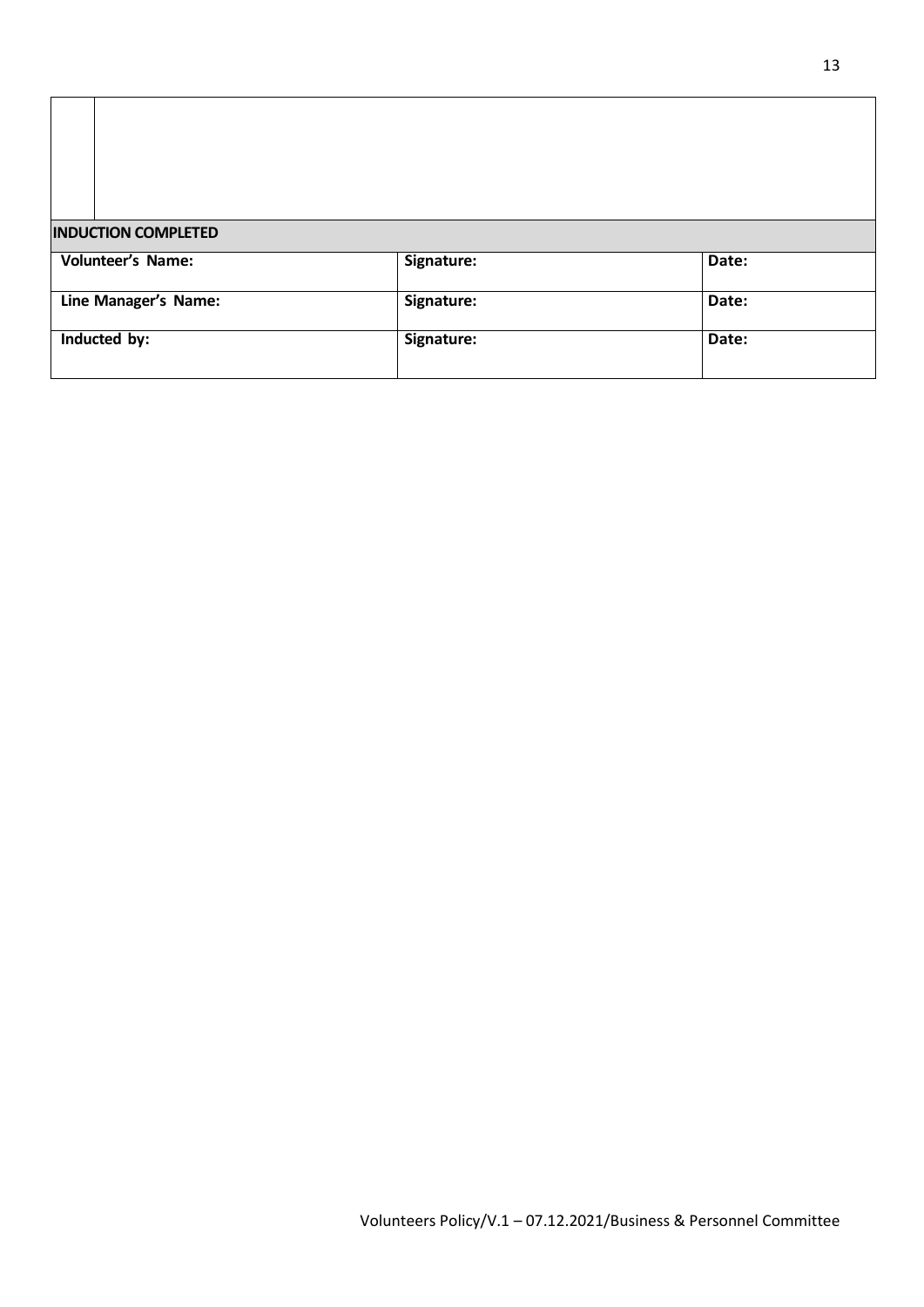| | |
|---|---|
| | |

| INDUCTION COMPLETED | | |
|---|---|---|
| Volunteer's Name: | Signature: | Date: |
| Line Manager's Name: | Signature: | Date: |
| Inducted by: | Signature: | Date: |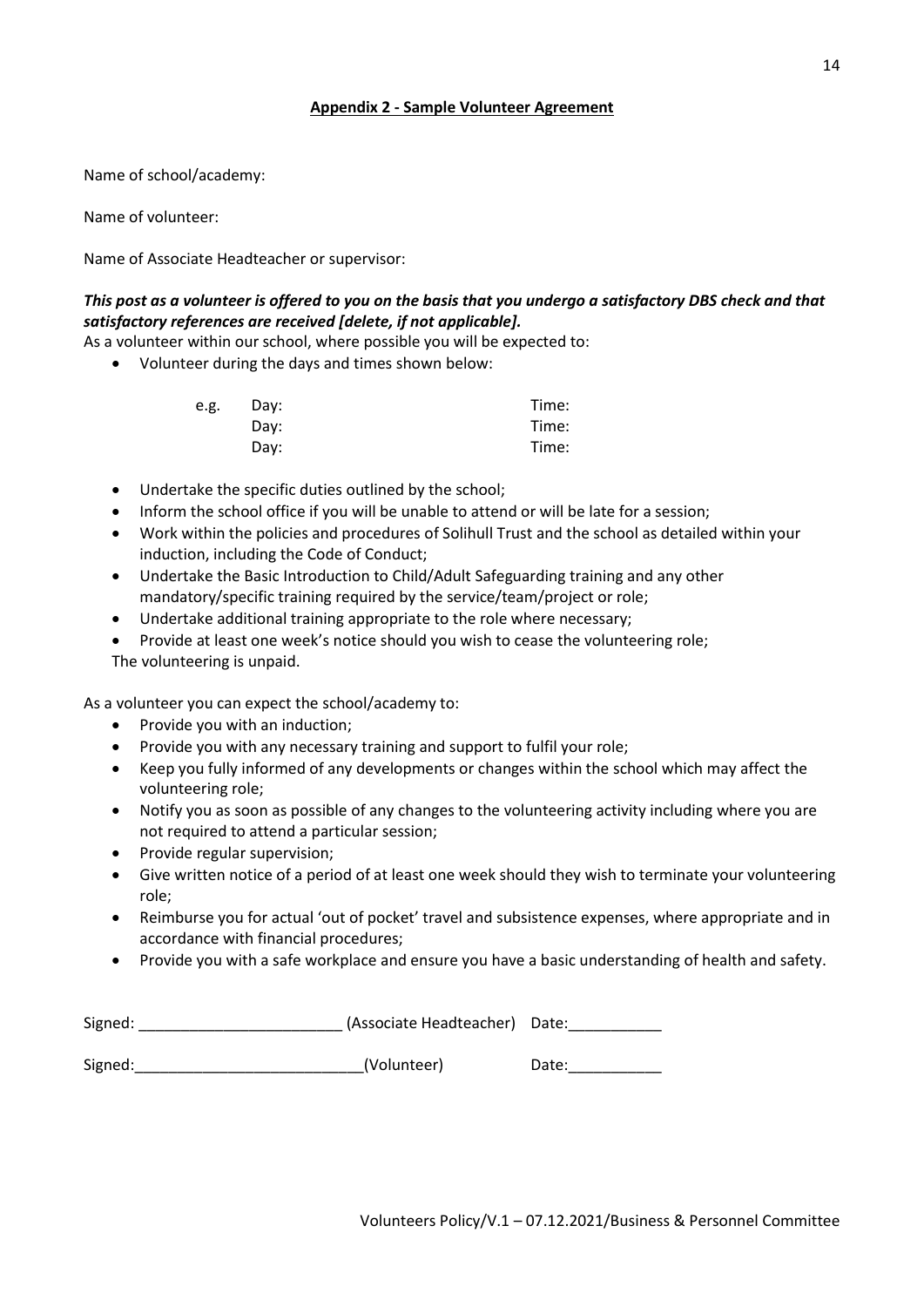## **Appendix 2 - Sample Volunteer Agreement**

Name of school/academy:

Name of volunteer:

Name of Associate Headteacher or supervisor:

***This post as a volunteer is offered to you on the basis that you undergo a satisfactory DBS check and that satisfactory references are received [delete, if not applicable].***

As a volunteer within our school, where possible you will be expected to:

- Volunteer during the days and times shown below:

| | | |
|---|---|---|
| e.g. | Day: | Time: |
| | Day: | Time: |
| | Day: | Time: |

- Undertake the specific duties outlined by the school;
- Inform the school office if you will be unable to attend or will be late for a session;
- Work within the policies and procedures of Solihull Trust and the school as detailed within your induction, including the Code of Conduct;
- Undertake the Basic Introduction to Child/Adult Safeguarding training and any other mandatory/specific training required by the service/team/project or role;
- Undertake additional training appropriate to the role where necessary;
- Provide at least one week's notice should you wish to cease the volunteering role;

The volunteering is unpaid.

As a volunteer you can expect the school/academy to:

- Provide you with an induction;
- Provide you with any necessary training and support to fulfil your role;
- Keep you fully informed of any developments or changes within the school which may affect the volunteering role;
- Notify you as soon as possible of any changes to the volunteering activity including where you are not required to attend a particular session;
- Provide regular supervision;
- Give written notice of a period of at least one week should they wish to terminate your volunteering role;
- Reimburse you for actual 'out of pocket' travel and subsistence expenses, where appropriate and in accordance with financial procedures;
- Provide you with a safe workplace and ensure you have a basic understanding of health and safety.

Signed: ________________________ (Associate Headteacher) Date:___________

Signed:___________________________(Volunteer) Date:___________

Volunteers Policy/V.1 – 07.12.2021/Business & Personnel Committee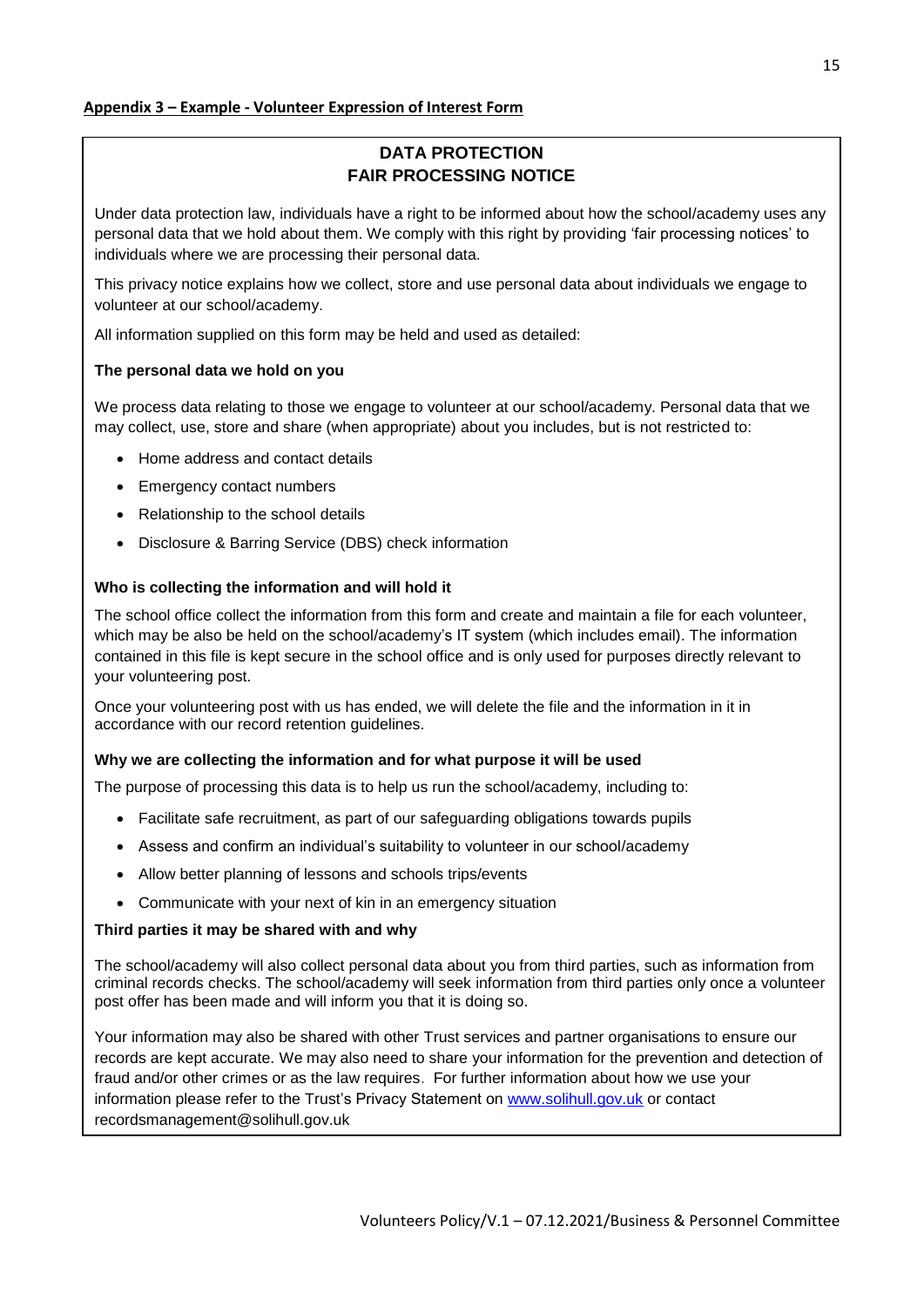**Appendix 3 – Example - Volunteer Expression of Interest Form**

## DATA PROTECTION
## FAIR PROCESSING NOTICE

Under data protection law, individuals have a right to be informed about how the school/academy uses any personal data that we hold about them. We comply with this right by providing 'fair processing notices' to individuals where we are processing their personal data.

This privacy notice explains how we collect, store and use personal data about individuals we engage to volunteer at our school/academy.

All information supplied on this form may be held and used as detailed:

**The personal data we hold on you**

We process data relating to those we engage to volunteer at our school/academy. Personal data that we may collect, use, store and share (when appropriate) about you includes, but is not restricted to:

- Home address and contact details
- Emergency contact numbers
- Relationship to the school details
- Disclosure & Barring Service (DBS) check information

**Who is collecting the information and will hold it**

The school office collect the information from this form and create and maintain a file for each volunteer, which may be also be held on the school/academy's IT system (which includes email). The information contained in this file is kept secure in the school office and is only used for purposes directly relevant to your volunteering post.

Once your volunteering post with us has ended, we will delete the file and the information in it in accordance with our record retention guidelines.

**Why we are collecting the information and for what purpose it will be used**

The purpose of processing this data is to help us run the school/academy, including to:

- Facilitate safe recruitment, as part of our safeguarding obligations towards pupils
- Assess and confirm an individual's suitability to volunteer in our school/academy
- Allow better planning of lessons and schools trips/events
- Communicate with your next of kin in an emergency situation

**Third parties it may be shared with and why**

The school/academy will also collect personal data about you from third parties, such as information from criminal records checks. The school/academy will seek information from third parties only once a volunteer post offer has been made and will inform you that it is doing so.

Your information may also be shared with other Trust services and partner organisations to ensure our records are kept accurate. We may also need to share your information for the prevention and detection of fraud and/or other crimes or as the law requires. For further information about how we use your information please refer to the Trust's Privacy Statement on www.solihull.gov.uk or contact recordsmanagement@solihull.gov.uk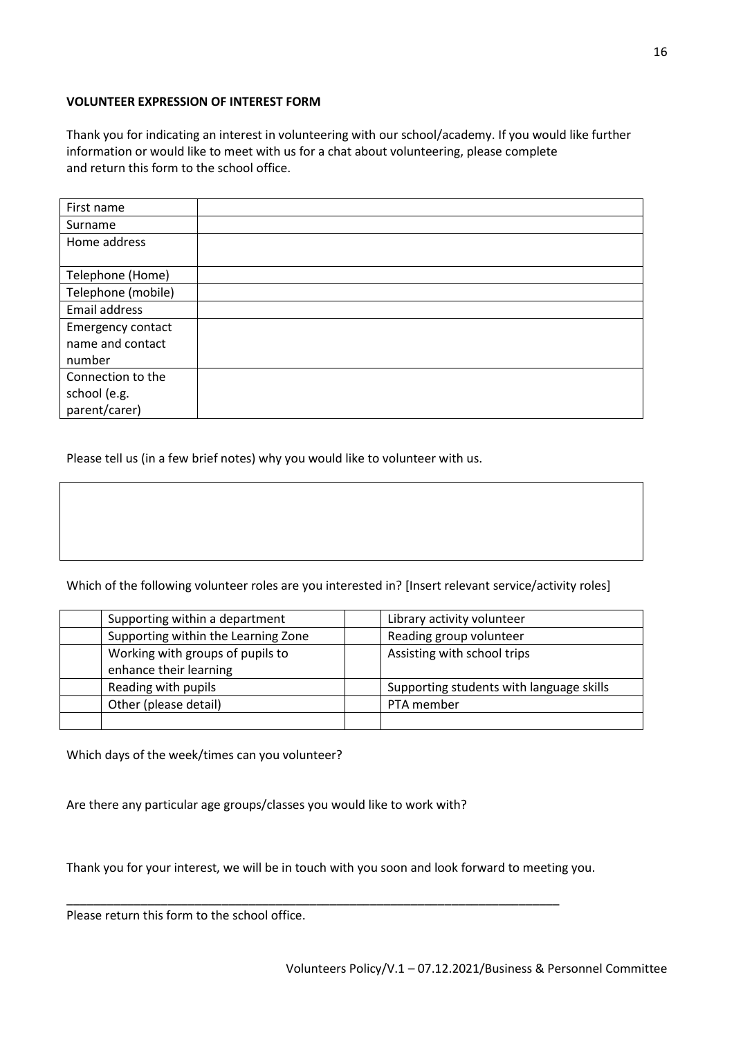**VOLUNTEER EXPRESSION OF INTEREST FORM**

Thank you for indicating an interest in volunteering with our school/academy. If you would like further information or would like to meet with us for a chat about volunteering, please complete and return this form to the school office.

| | |
|---|---|
| First name | |
| Surname | |
| Home address | |
| Telephone (Home) | |
| Telephone (mobile) | |
| Email address | |
| Emergency contact name and contact number | |
| Connection to the school (e.g. parent/carer) | |

Please tell us (in a few brief notes) why you would like to volunteer with us.

| |
|---|
| |

Which of the following volunteer roles are you interested in? [Insert relevant service/activity roles]

| | | | |
|---|---|---|---|
| | Supporting within a department | | Library activity volunteer |
| | Supporting within the Learning Zone | | Reading group volunteer |
| | Working with groups of pupils to enhance their learning | | Assisting with school trips |
| | Reading with pupils | | Supporting students with language skills |
| | Other (please detail) | | PTA member |
| | | | |

Which days of the week/times can you volunteer?

Are there any particular age groups/classes you would like to work with?

Thank you for your interest, we will be in touch with you soon and look forward to meeting you.

---

Please return this form to the school office.

Volunteers Policy/V.1 – 07.12.2021/Business & Personnel Committee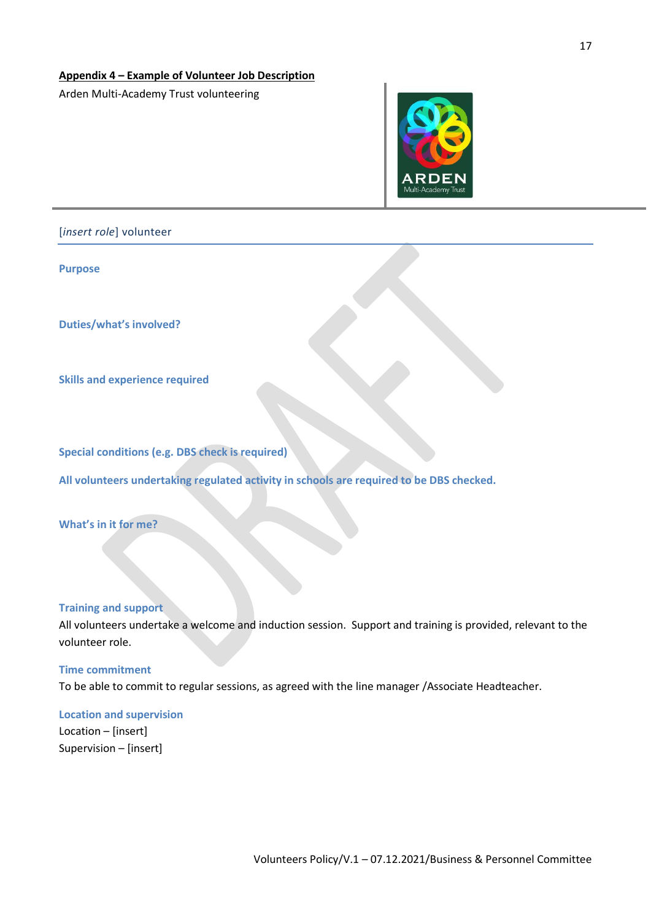## Appendix 4 – Example of Volunteer Job Description

Arden Multi-Academy Trust volunteering

[*insert role*] volunteer

### Purpose

### Duties/what's involved?

### Skills and experience required

### Special conditions (e.g. DBS check is required)

**All volunteers undertaking regulated activity in schools are required to be DBS checked.**

### What's in it for me?

### Training and support

All volunteers undertake a welcome and induction session. Support and training is provided, relevant to the volunteer role.

### Time commitment

To be able to commit to regular sessions, as agreed with the line manager /Associate Headteacher.

### Location and supervision

Location – [insert]
Supervision – [insert]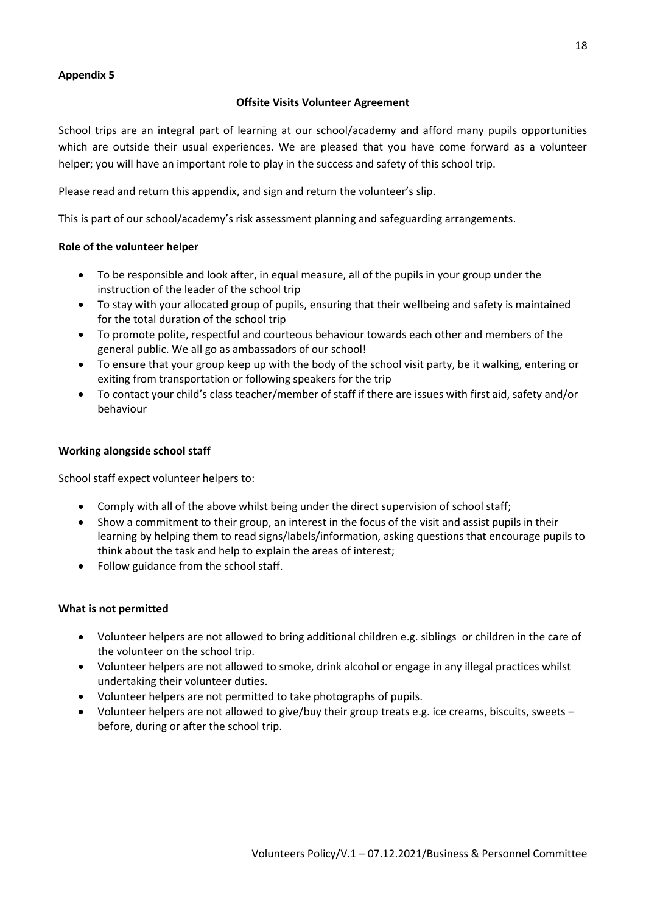**Appendix 5**

## Offsite Visits Volunteer Agreement

School trips are an integral part of learning at our school/academy and afford many pupils opportunities which are outside their usual experiences. We are pleased that you have come forward as a volunteer helper; you will have an important role to play in the success and safety of this school trip.

Please read and return this appendix, and sign and return the volunteer's slip.

This is part of our school/academy's risk assessment planning and safeguarding arrangements.

### Role of the volunteer helper

- To be responsible and look after, in equal measure, all of the pupils in your group under the instruction of the leader of the school trip
- To stay with your allocated group of pupils, ensuring that their wellbeing and safety is maintained for the total duration of the school trip
- To promote polite, respectful and courteous behaviour towards each other and members of the general public. We all go as ambassadors of our school!
- To ensure that your group keep up with the body of the school visit party, be it walking, entering or exiting from transportation or following speakers for the trip
- To contact your child's class teacher/member of staff if there are issues with first aid, safety and/or behaviour

### Working alongside school staff

School staff expect volunteer helpers to:

- Comply with all of the above whilst being under the direct supervision of school staff;
- Show a commitment to their group, an interest in the focus of the visit and assist pupils in their learning by helping them to read signs/labels/information, asking questions that encourage pupils to think about the task and help to explain the areas of interest;
- Follow guidance from the school staff.

### What is not permitted

- Volunteer helpers are not allowed to bring additional children e.g. siblings or children in the care of the volunteer on the school trip.
- Volunteer helpers are not allowed to smoke, drink alcohol or engage in any illegal practices whilst undertaking their volunteer duties.
- Volunteer helpers are not permitted to take photographs of pupils.
- Volunteer helpers are not allowed to give/buy their group treats e.g. ice creams, biscuits, sweets – before, during or after the school trip.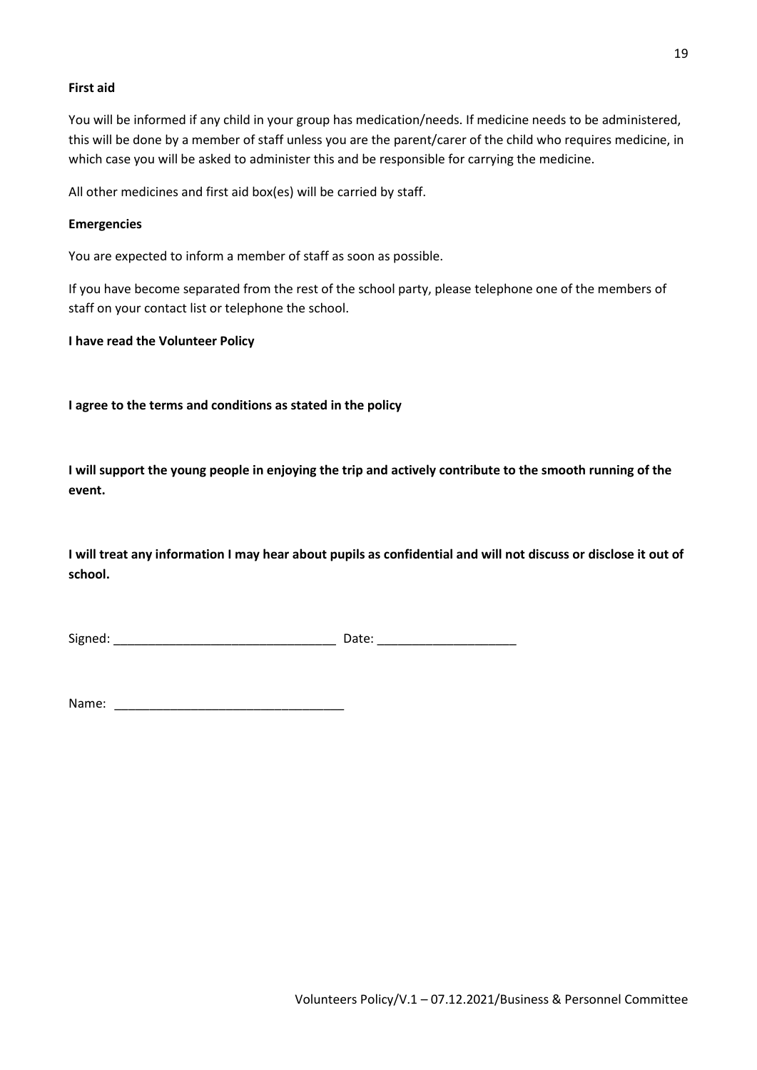**First aid**

You will be informed if any child in your group has medication/needs. If medicine needs to be administered, this will be done by a member of staff unless you are the parent/carer of the child who requires medicine, in which case you will be asked to administer this and be responsible for carrying the medicine.

All other medicines and first aid box(es) will be carried by staff.

**Emergencies**

You are expected to inform a member of staff as soon as possible.

If you have become separated from the rest of the school party, please telephone one of the members of staff on your contact list or telephone the school.

**I have read the Volunteer Policy**

**I agree to the terms and conditions as stated in the policy**

**I will support the young people in enjoying the trip and actively contribute to the smooth running of the event.**

**I will treat any information I may hear about pupils as confidential and will not discuss or disclose it out of school.**

Signed: ________________________________ Date: ____________________

Name: _________________________________